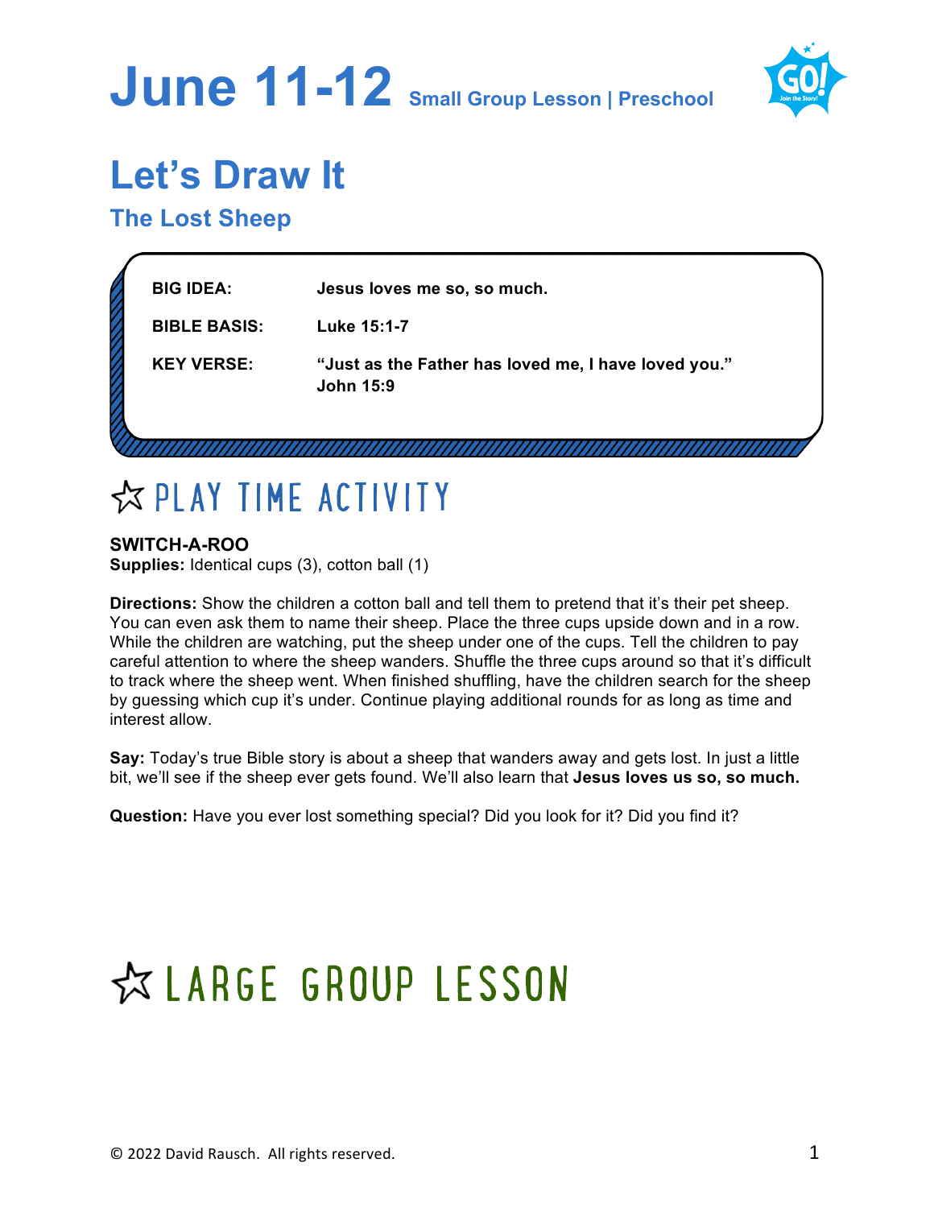# June 11-12 Small Group Lesson | Preschool

## Let's Draw It

### The Lost Sheep

| | |
|---|---|
| **BIG IDEA:** | **Jesus loves me so, so much.** |
| **BIBLE BASIS:** | **Luke 15:1-7** |
| **KEY VERSE:** | **"Just as the Father has loved me, I have loved you." John 15:9** |

## ☆ PLAY TIME ACTIVITY

**SWITCH-A-ROO**
**Supplies:** Identical cups (3), cotton ball (1)

**Directions:** Show the children a cotton ball and tell them to pretend that it's their pet sheep. You can even ask them to name their sheep. Place the three cups upside down and in a row. While the children are watching, put the sheep under one of the cups. Tell the children to pay careful attention to where the sheep wanders. Shuffle the three cups around so that it's difficult to track where the sheep went. When finished shuffling, have the children search for the sheep by guessing which cup it's under. Continue playing additional rounds for as long as time and interest allow.

**Say:** Today's true Bible story is about a sheep that wanders away and gets lost. In just a little bit, we'll see if the sheep ever gets found. We'll also learn that **Jesus loves us so, so much.**

**Question:** Have you ever lost something special? Did you look for it? Did you find it?

## ☆ LARGE GROUP LESSON

© 2022 David Rausch. All rights reserved.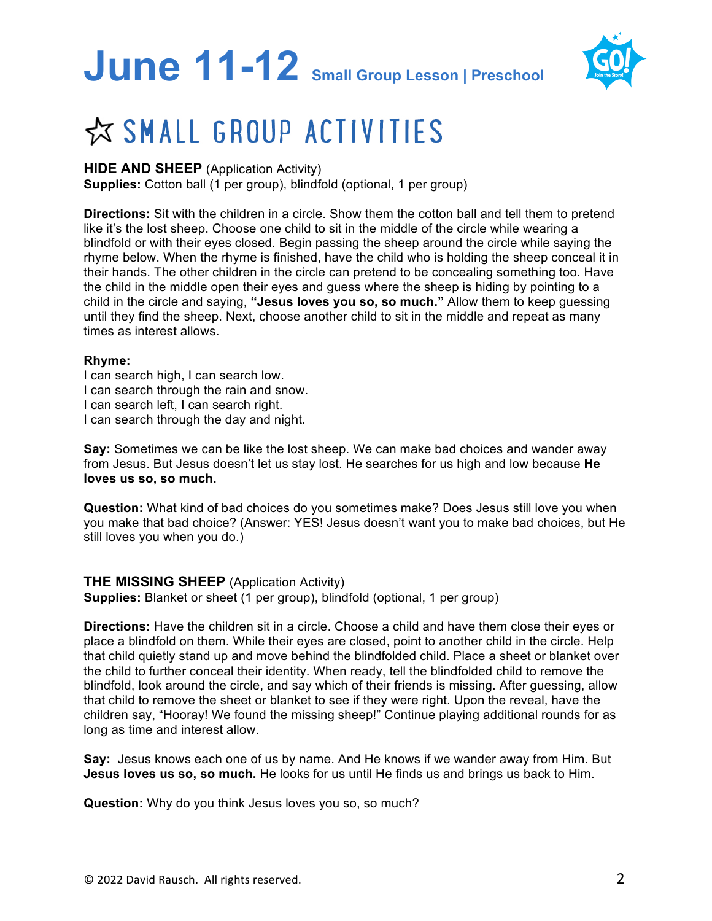# June 11-12 Small Group Lesson | Preschool

## ☆ SMALL GROUP ACTIVITIES

**HIDE AND SHEEP** (Application Activity)
**Supplies:** Cotton ball (1 per group), blindfold (optional, 1 per group)

**Directions:** Sit with the children in a circle. Show them the cotton ball and tell them to pretend like it's the lost sheep. Choose one child to sit in the middle of the circle while wearing a blindfold or with their eyes closed. Begin passing the sheep around the circle while saying the rhyme below. When the rhyme is finished, have the child who is holding the sheep conceal it in their hands. The other children in the circle can pretend to be concealing something too. Have the child in the middle open their eyes and guess where the sheep is hiding by pointing to a child in the circle and saying, **"Jesus loves you so, so much."** Allow them to keep guessing until they find the sheep. Next, choose another child to sit in the middle and repeat as many times as interest allows.

**Rhyme:**
I can search high, I can search low.
I can search through the rain and snow.
I can search left, I can search right.
I can search through the day and night.

**Say:** Sometimes we can be like the lost sheep. We can make bad choices and wander away from Jesus. But Jesus doesn't let us stay lost. He searches for us high and low because **He loves us so, so much.**

**Question:** What kind of bad choices do you sometimes make? Does Jesus still love you when you make that bad choice? (Answer: YES! Jesus doesn't want you to make bad choices, but He still loves you when you do.)

**THE MISSING SHEEP** (Application Activity)
**Supplies:** Blanket or sheet (1 per group), blindfold (optional, 1 per group)

**Directions:** Have the children sit in a circle. Choose a child and have them close their eyes or place a blindfold on them. While their eyes are closed, point to another child in the circle. Help that child quietly stand up and move behind the blindfolded child. Place a sheet or blanket over the child to further conceal their identity. When ready, tell the blindfolded child to remove the blindfold, look around the circle, and say which of their friends is missing. After guessing, allow that child to remove the sheet or blanket to see if they were right. Upon the reveal, have the children say, "Hooray! We found the missing sheep!" Continue playing additional rounds for as long as time and interest allow.

**Say:** Jesus knows each one of us by name. And He knows if we wander away from Him. But **Jesus loves us so, so much.** He looks for us until He finds us and brings us back to Him.

**Question:** Why do you think Jesus loves you so, so much?

© 2022 David Rausch. All rights reserved.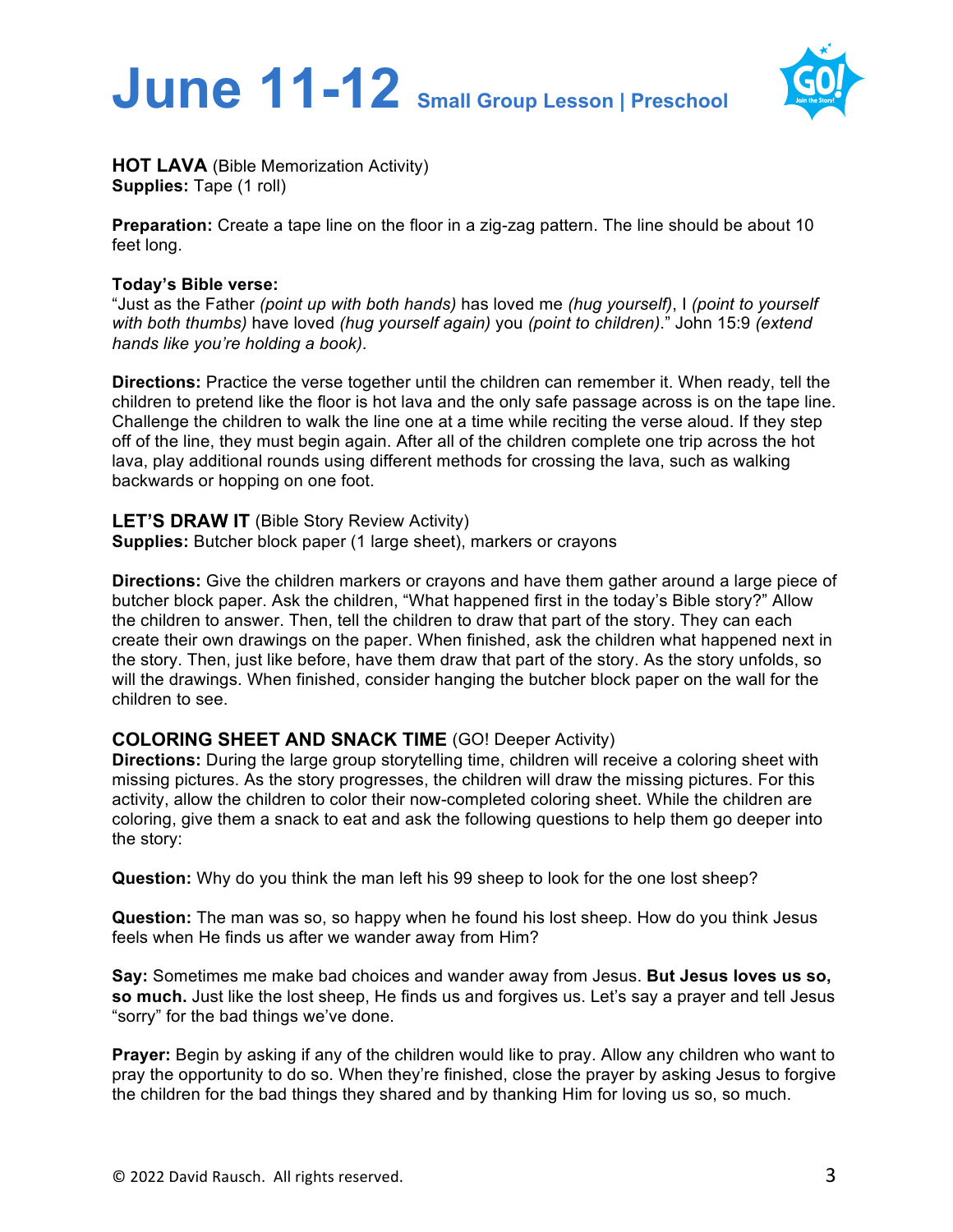# June 11-12 Small Group Lesson | Preschool

**HOT LAVA** (Bible Memorization Activity)
**Supplies:** Tape (1 roll)

**Preparation:** Create a tape line on the floor in a zig-zag pattern. The line should be about 10 feet long.

**Today's Bible verse:**
"Just as the Father *(point up with both hands)* has loved me *(hug yourself)*, I *(point to yourself with both thumbs)* have loved *(hug yourself again)* you *(point to children)*." John 15:9 *(extend hands like you're holding a book)*.

**Directions:** Practice the verse together until the children can remember it. When ready, tell the children to pretend like the floor is hot lava and the only safe passage across is on the tape line. Challenge the children to walk the line one at a time while reciting the verse aloud. If they step off of the line, they must begin again. After all of the children complete one trip across the hot lava, play additional rounds using different methods for crossing the lava, such as walking backwards or hopping on one foot.

**LET'S DRAW IT** (Bible Story Review Activity)
**Supplies:** Butcher block paper (1 large sheet), markers or crayons

**Directions:** Give the children markers or crayons and have them gather around a large piece of butcher block paper. Ask the children, "What happened first in the today's Bible story?" Allow the children to answer. Then, tell the children to draw that part of the story. They can each create their own drawings on the paper. When finished, ask the children what happened next in the story. Then, just like before, have them draw that part of the story. As the story unfolds, so will the drawings. When finished, consider hanging the butcher block paper on the wall for the children to see.

**COLORING SHEET AND SNACK TIME** (GO! Deeper Activity)
**Directions:** During the large group storytelling time, children will receive a coloring sheet with missing pictures. As the story progresses, the children will draw the missing pictures. For this activity, allow the children to color their now-completed coloring sheet. While the children are coloring, give them a snack to eat and ask the following questions to help them go deeper into the story:

**Question:** Why do you think the man left his 99 sheep to look for the one lost sheep?

**Question:** The man was so, so happy when he found his lost sheep. How do you think Jesus feels when He finds us after we wander away from Him?

**Say:** Sometimes me make bad choices and wander away from Jesus. **But Jesus loves us so, so much.** Just like the lost sheep, He finds us and forgives us. Let's say a prayer and tell Jesus "sorry" for the bad things we've done.

**Prayer:** Begin by asking if any of the children would like to pray. Allow any children who want to pray the opportunity to do so. When they're finished, close the prayer by asking Jesus to forgive the children for the bad things they shared and by thanking Him for loving us so, so much.

© 2022 David Rausch. All rights reserved.